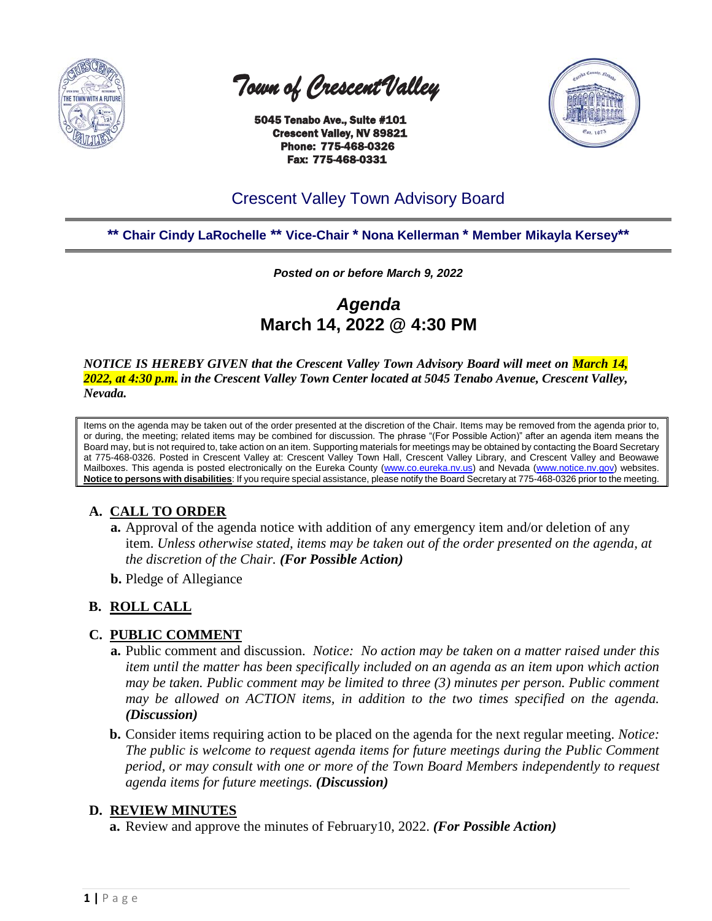# *Town of Crescent Valley*

5045 Tenabo Ave., Suite #101
Crescent Valley, NV 89821
Phone: 775-468-0326
Fax: 775-468-0331

## Crescent Valley Town Advisory Board

**\*\* Chair Cindy LaRochelle \*\* Vice-Chair \* Nona Kellerman \* Member Mikayla Kersey\*\***

***Posted on or before March 9, 2022***

# *Agenda*
# March 14, 2022 @ 4:30 PM

***NOTICE IS HEREBY GIVEN that the Crescent Valley Town Advisory Board will meet on March 14, 2022, at 4:30 p.m. in the Crescent Valley Town Center located at 5045 Tenabo Avenue, Crescent Valley, Nevada.***

Items on the agenda may be taken out of the order presented at the discretion of the Chair. Items may be removed from the agenda prior to, or during, the meeting; related items may be combined for discussion. The phrase "(For Possible Action)" after an agenda item means the Board may, but is not required to, take action on an item. Supporting materials for meetings may be obtained by contacting the Board Secretary at 775-468-0326. Posted in Crescent Valley at: Crescent Valley Town Hall, Crescent Valley Library, and Crescent Valley and Beowawe Mailboxes. This agenda is posted electronically on the Eureka County (www.co.eureka.nv.us) and Nevada (www.notice.nv.gov) websites. **Notice to persons with disabilities**: If you require special assistance, please notify the Board Secretary at 775-468-0326 prior to the meeting.

## A. CALL TO ORDER

**a.** Approval of the agenda notice with addition of any emergency item and/or deletion of any item. *Unless otherwise stated, items may be taken out of the order presented on the agenda, at the discretion of the Chair. **(For Possible Action)***

**b.** Pledge of Allegiance

## B. ROLL CALL

## C. PUBLIC COMMENT

**a.** Public comment and discussion. *Notice: No action may be taken on a matter raised under this item until the matter has been specifically included on an agenda as an item upon which action may be taken. Public comment may be limited to three (3) minutes per person. Public comment may be allowed on ACTION items, in addition to the two times specified on the agenda. **(Discussion)***

**b.** Consider items requiring action to be placed on the agenda for the next regular meeting. *Notice: The public is welcome to request agenda items for future meetings during the Public Comment period, or may consult with one or more of the Town Board Members independently to request agenda items for future meetings. **(Discussion)***

## D. REVIEW MINUTES

**a.** Review and approve the minutes of February10, 2022. ***(For Possible Action)***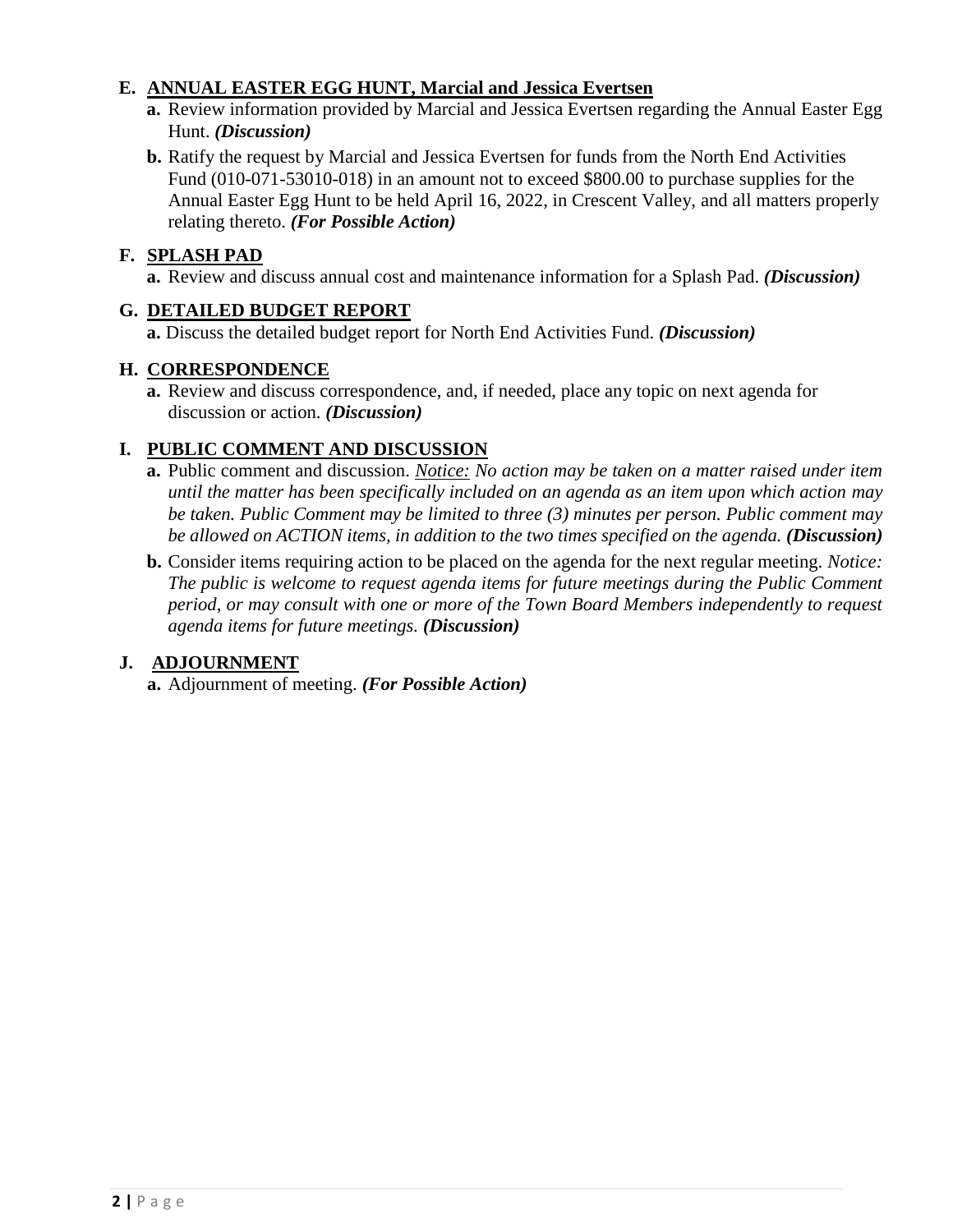**E. ANNUAL EASTER EGG HUNT, Marcial and Jessica Evertsen**

**a.** Review information provided by Marcial and Jessica Evertsen regarding the Annual Easter Egg Hunt. ***(Discussion)***

**b.** Ratify the request by Marcial and Jessica Evertsen for funds from the North End Activities Fund (010-071-53010-018) in an amount not to exceed $800.00 to purchase supplies for the Annual Easter Egg Hunt to be held April 16, 2022, in Crescent Valley, and all matters properly relating thereto. ***(For Possible Action)***

**F. SPLASH PAD**

**a.** Review and discuss annual cost and maintenance information for a Splash Pad. ***(Discussion)***

**G. DETAILED BUDGET REPORT**

**a.** Discuss the detailed budget report for North End Activities Fund. ***(Discussion)***

**H. CORRESPONDENCE**

**a.** Review and discuss correspondence, and, if needed, place any topic on next agenda for discussion or action. ***(Discussion)***

**I. PUBLIC COMMENT AND DISCUSSION**

**a.** Public comment and discussion. *Notice: No action may be taken on a matter raised under item until the matter has been specifically included on an agenda as an item upon which action may be taken. Public Comment may be limited to three (3) minutes per person. Public comment may be allowed on ACTION items, in addition to the two times specified on the agenda.* ***(Discussion)***

**b.** Consider items requiring action to be placed on the agenda for the next regular meeting. *Notice: The public is welcome to request agenda items for future meetings during the Public Comment period, or may consult with one or more of the Town Board Members independently to request agenda items for future meetings.* ***(Discussion)***

**J. ADJOURNMENT**

**a.** Adjournment of meeting. ***(For Possible Action)***